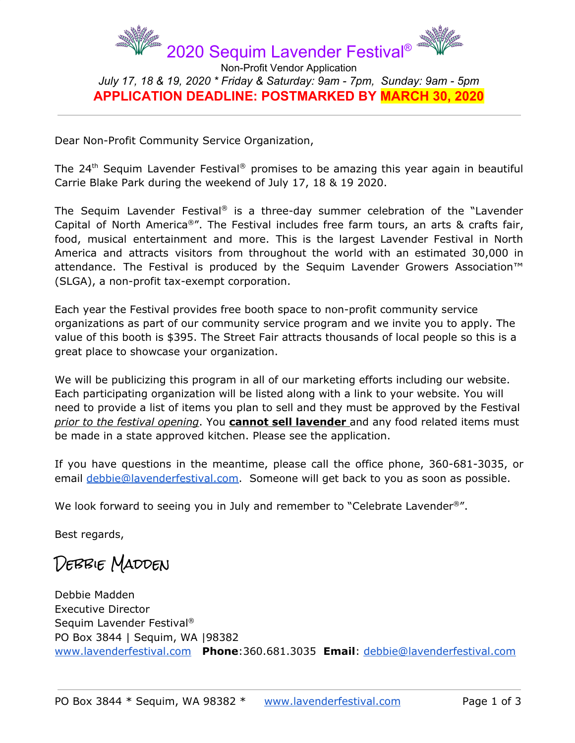# 2020 Sequim Lavender Festival®

Non-Profit Vendor Application

*July 17, 18 & 19, 2020 * Friday & Saturday: 9am - 7pm, Sunday: 9am - 5pm*

**APPLICATION DEADLINE: POSTMARKED BY MARCH 30, 2020**

---

Dear Non-Profit Community Service Organization,

The 24th Sequim Lavender Festival® promises to be amazing this year again in beautiful Carrie Blake Park during the weekend of July 17, 18 & 19 2020.

The Sequim Lavender Festival® is a three-day summer celebration of the "Lavender Capital of North America®". The Festival includes free farm tours, an arts & crafts fair, food, musical entertainment and more. This is the largest Lavender Festival in North America and attracts visitors from throughout the world with an estimated 30,000 in attendance. The Festival is produced by the Sequim Lavender Growers Association™ (SLGA), a non-profit tax-exempt corporation.

Each year the Festival provides free booth space to non-profit community service organizations as part of our community service program and we invite you to apply. The value of this booth is $395. The Street Fair attracts thousands of local people so this is a great place to showcase your organization.

We will be publicizing this program in all of our marketing efforts including our website. Each participating organization will be listed along with a link to your website. You will need to provide a list of items you plan to sell and they must be approved by the Festival *prior to the festival opening*. You **cannot sell lavender** and any food related items must be made in a state approved kitchen. Please see the application.

If you have questions in the meantime, please call the office phone, 360-681-3035, or email debbie@lavenderfestival.com. Someone will get back to you as soon as possible.

We look forward to seeing you in July and remember to "Celebrate Lavender®".

Best regards,

Debbie Madden

Debbie Madden
Executive Director
Sequim Lavender Festival®
PO Box 3844 | Sequim, WA |98382
www.lavenderfestival.com **Phone**:360.681.3035 **Email**: debbie@lavenderfestival.com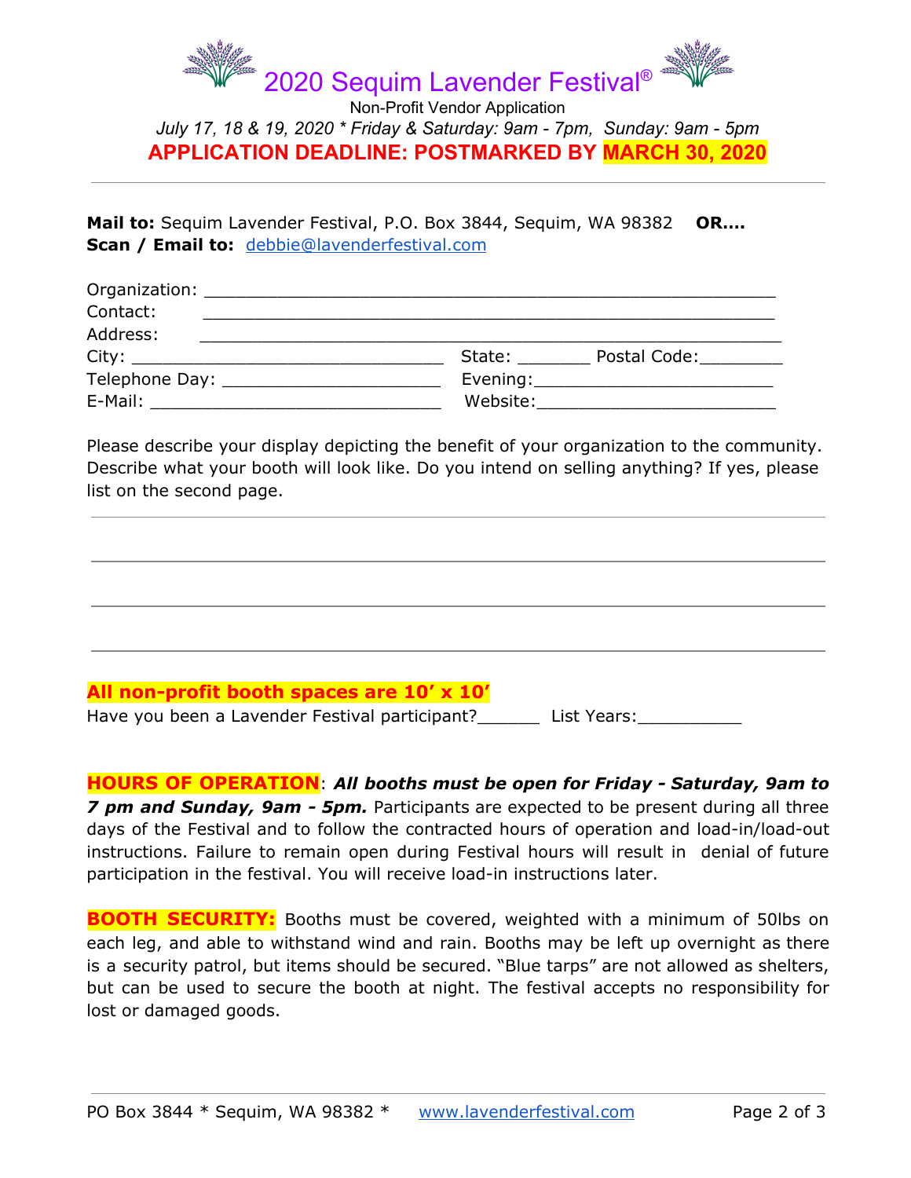# 2020 Sequim Lavender Festival®

Non-Profit Vendor Application

*July 17, 18 & 19, 2020 * Friday & Saturday: 9am - 7pm, Sunday: 9am - 5pm*

**APPLICATION DEADLINE: POSTMARKED BY MARCH 30, 2020**

---

**Mail to:** Sequim Lavender Festival, P.O. Box 3844, Sequim, WA 98382 **OR....**
**Scan / Email to:** debbie@lavenderfestival.com

Organization: ____________________________________________________

Contact: ____________________________________________________

Address: ____________________________________________________

City: ______________________________ State: _______ Postal Code:________

Telephone Day: _____________________ Evening:_______________________

E-Mail: ___________________________ Website:_______________________

Please describe your display depicting the benefit of your organization to the community. Describe what your booth will look like. Do you intend on selling anything? If yes, please list on the second page.

______________________________________________________________________

______________________________________________________________________

______________________________________________________________________

______________________________________________________________________

**All non-profit booth spaces are 10' x 10'**

Have you been a Lavender Festival participant?______ List Years:__________

**HOURS OF OPERATION**: ***All booths must be open for Friday - Saturday, 9am to 7 pm and Sunday, 9am - 5pm.*** Participants are expected to be present during all three days of the Festival and to follow the contracted hours of operation and load-in/load-out instructions. Failure to remain open during Festival hours will result in denial of future participation in the festival. You will receive load-in instructions later.

**BOOTH SECURITY:** Booths must be covered, weighted with a minimum of 50lbs on each leg, and able to withstand wind and rain. Booths may be left up overnight as there is a security patrol, but items should be secured. "Blue tarps" are not allowed as shelters, but can be used to secure the booth at night. The festival accepts no responsibility for lost or damaged goods.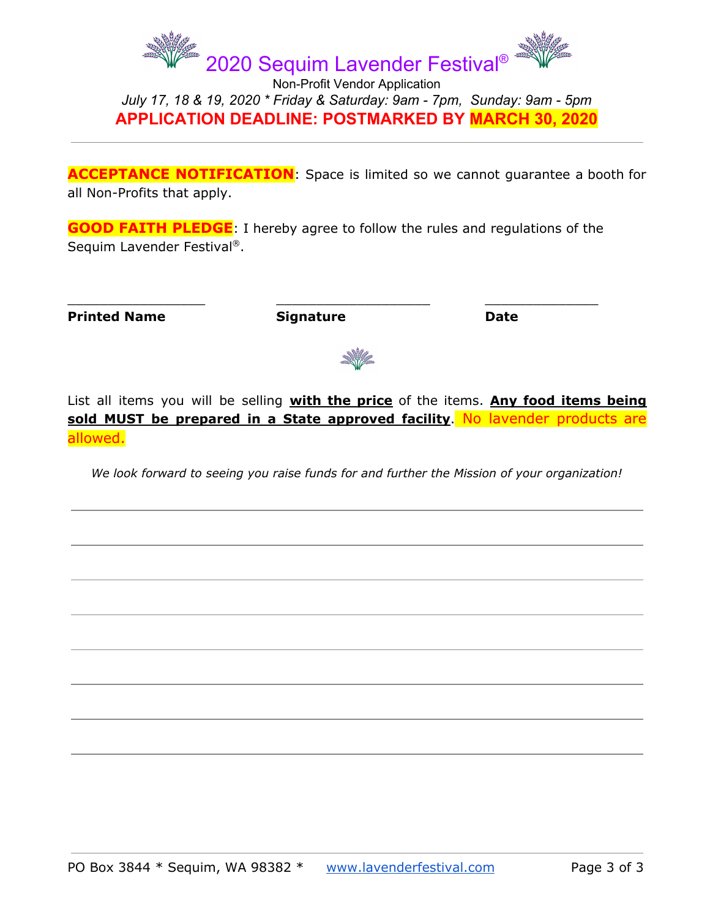# 2020 Sequim Lavender Festival®

Non-Profit Vendor Application

*July 17, 18 & 19, 2020 * Friday & Saturday: 9am - 7pm, Sunday: 9am - 5pm*

**APPLICATION DEADLINE: POSTMARKED BY MARCH 30, 2020**

---

**ACCEPTANCE NOTIFICATION**: Space is limited so we cannot guarantee a booth for all Non-Profits that apply.

**GOOD FAITH PLEDGE**: I hereby agree to follow the rules and regulations of the Sequim Lavender Festival®.

| ________________ | ___________________ | ______________ |
|---|---|---|
| **Printed Name** | **Signature** | **Date** |

List all items you will be selling **with the price** of the items. **Any food items being sold MUST be prepared in a State approved facility**. No lavender products are allowed.

*We look forward to seeing you raise funds for and further the Mission of your organization!*

___________________________________________________________

___________________________________________________________

___________________________________________________________

___________________________________________________________

___________________________________________________________

___________________________________________________________

___________________________________________________________

___________________________________________________________

PO Box 3844 * Sequim, WA 98382 * www.lavenderfestival.com